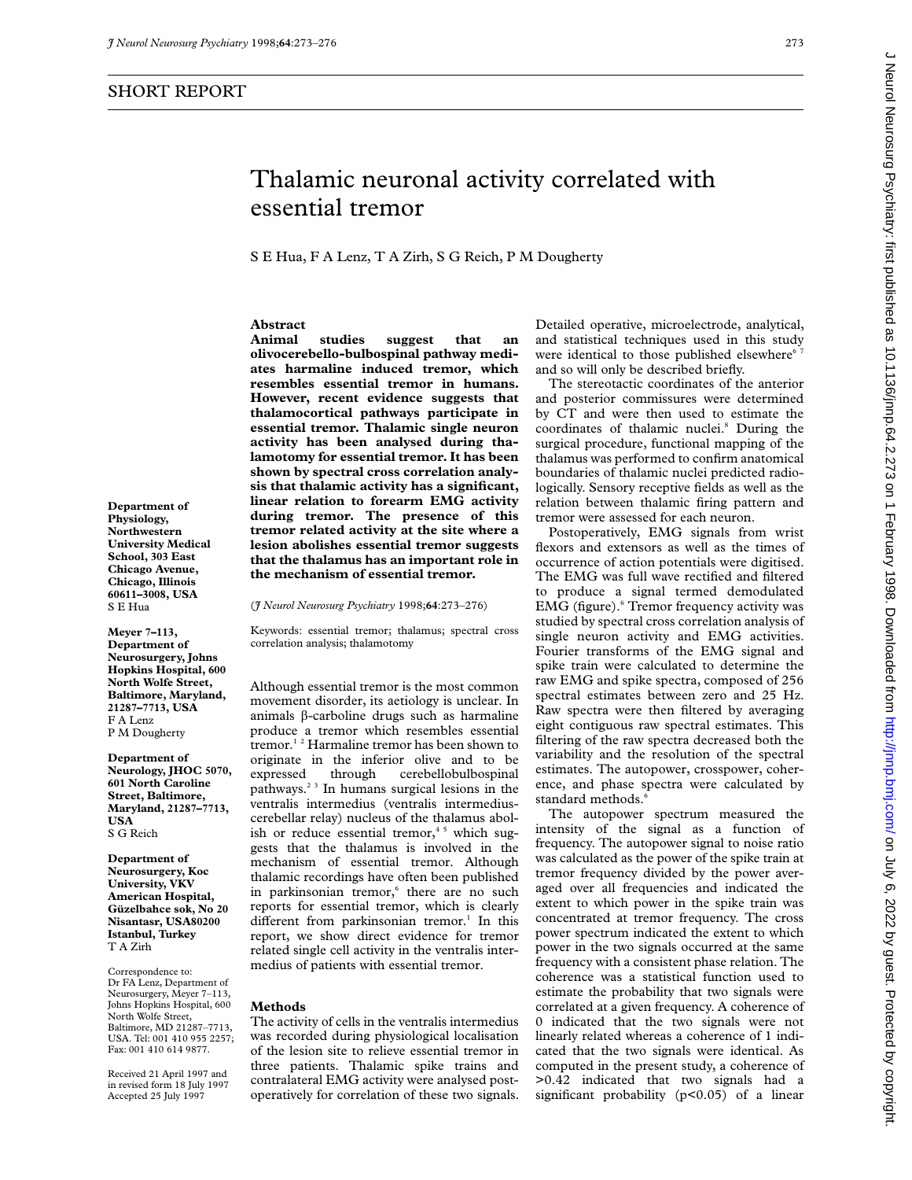SHORT REPORT

# Thalamic neuronal activity correlated with essential tremor

S E Hua, F A Lenz, T A Zirh, S G Reich, P M Dougherty

**Department of Physiology, Northwestern University Medical School, 303 East Chicago Avenue, Chicago, Illinois 60611–3008, USA**
S E Hua

**Meyer 7–113, Department of Neurosurgery, Johns Hopkins Hospital, 600 North Wolfe Street, Baltimore, Maryland, 21287–7713, USA**
F A Lenz
P M Dougherty

**Department of Neurology, JHOC 5070, 601 North Caroline Street, Baltimore, Maryland, 21287–7713, USA**
S G Reich

**Department of Neurosurgery, Koc University, VKV American Hospital, Güzelbahce sok, No 20 Nisantasr, USA80200 Istanbul, Turkey**
T A Zirh

Correspondence to: Dr FA Lenz, Department of Neurosurgery, Meyer 7–113, Johns Hopkins Hospital, 600 North Wolfe Street, Baltimore, MD 21287–7713, USA. Tel: 001 410 955 2257; Fax: 001 410 614 9877.

Received 21 April 1997 and in revised form 18 July 1997
Accepted 25 July 1997

## Abstract

**Animal studies suggest that an olivocerebello-bulbospinal pathway mediates harmaline induced tremor, which resembles essential tremor in humans. However, recent evidence suggests that thalamocortical pathways participate in essential tremor. Thalamic single neuron activity has been analysed during thalamotomy for essential tremor. It has been shown by spectral cross correlation analysis that thalamic activity has a significant, linear relation to forearm EMG activity during tremor. The presence of this tremor related activity at the site where a lesion abolishes essential tremor suggests that the thalamus has an important role in the mechanism of essential tremor.**

(*J Neurol Neurosurg Psychiatry* 1998;**64**:273–276)

Keywords: essential tremor; thalamus; spectral cross correlation analysis; thalamotomy

Although essential tremor is the most common movement disorder, its aetiology is unclear. In animals β-carboline drugs such as harmaline produce a tremor which resembles essential tremor.[1 2] Harmaline tremor has been shown to originate in the inferior olive and to be expressed through cerebellobulbospinal pathways.[2 3] In humans surgical lesions in the ventralis intermedius (ventralis intermedius-cerebellar relay) nucleus of the thalamus abolish or reduce essential tremor,[4 5] which suggests that the thalamus is involved in the mechanism of essential tremor. Although thalamic recordings have often been published in parkinsonian tremor,[6] there are no such reports for essential tremor, which is clearly different from parkinsonian tremor.[1] In this report, we show direct evidence for tremor related single cell activity in the ventralis intermedius of patients with essential tremor.

## Methods

The activity of cells in the ventralis intermedius was recorded during physiological localisation of the lesion site to relieve essential tremor in three patients. Thalamic spike trains and contralateral EMG activity were analysed postoperatively for correlation of these two signals. Detailed operative, microelectrode, analytical, and statistical techniques used in this study were identical to those published elsewhere[6 7] and so will only be described briefly.

The stereotactic coordinates of the anterior and posterior commissures were determined by CT and were then used to estimate the coordinates of thalamic nuclei.[8] During the surgical procedure, functional mapping of the thalamus was performed to confirm anatomical boundaries of thalamic nuclei predicted radiologically. Sensory receptive fields as well as the relation between thalamic firing pattern and tremor were assessed for each neuron.

Postoperatively, EMG signals from wrist flexors and extensors as well as the times of occurrence of action potentials were digitised. The EMG was full wave rectified and filtered to produce a signal termed demodulated EMG (figure).[6] Tremor frequency activity was studied by spectral cross correlation analysis of single neuron activity and EMG activities. Fourier transforms of the EMG signal and spike train were calculated to determine the raw EMG and spike spectra, composed of 256 spectral estimates between zero and 25 Hz. Raw spectra were then filtered by averaging eight contiguous raw spectral estimates. This filtering of the raw spectra decreased both the variability and the resolution of the spectral estimates. The autopower, crosspower, coherence, and phase spectra were calculated by standard methods.[6]

The autopower spectrum measured the intensity of the signal as a function of frequency. The autopower signal to noise ratio was calculated as the power of the spike train at tremor frequency divided by the power averaged over all frequencies and indicated the extent to which power in the spike train was concentrated at tremor frequency. The cross power spectrum indicated the extent to which power in the two signals occurred at the same frequency with a consistent phase relation. The coherence was a statistical function used to estimate the probability that two signals were correlated at a given frequency. A coherence of 0 indicated that the two signals were not linearly related whereas a coherence of 1 indicated that the two signals were identical. As computed in the present study, a coherence of >0.42 indicated that two signals had a significant probability ($p<0.05$) of a linear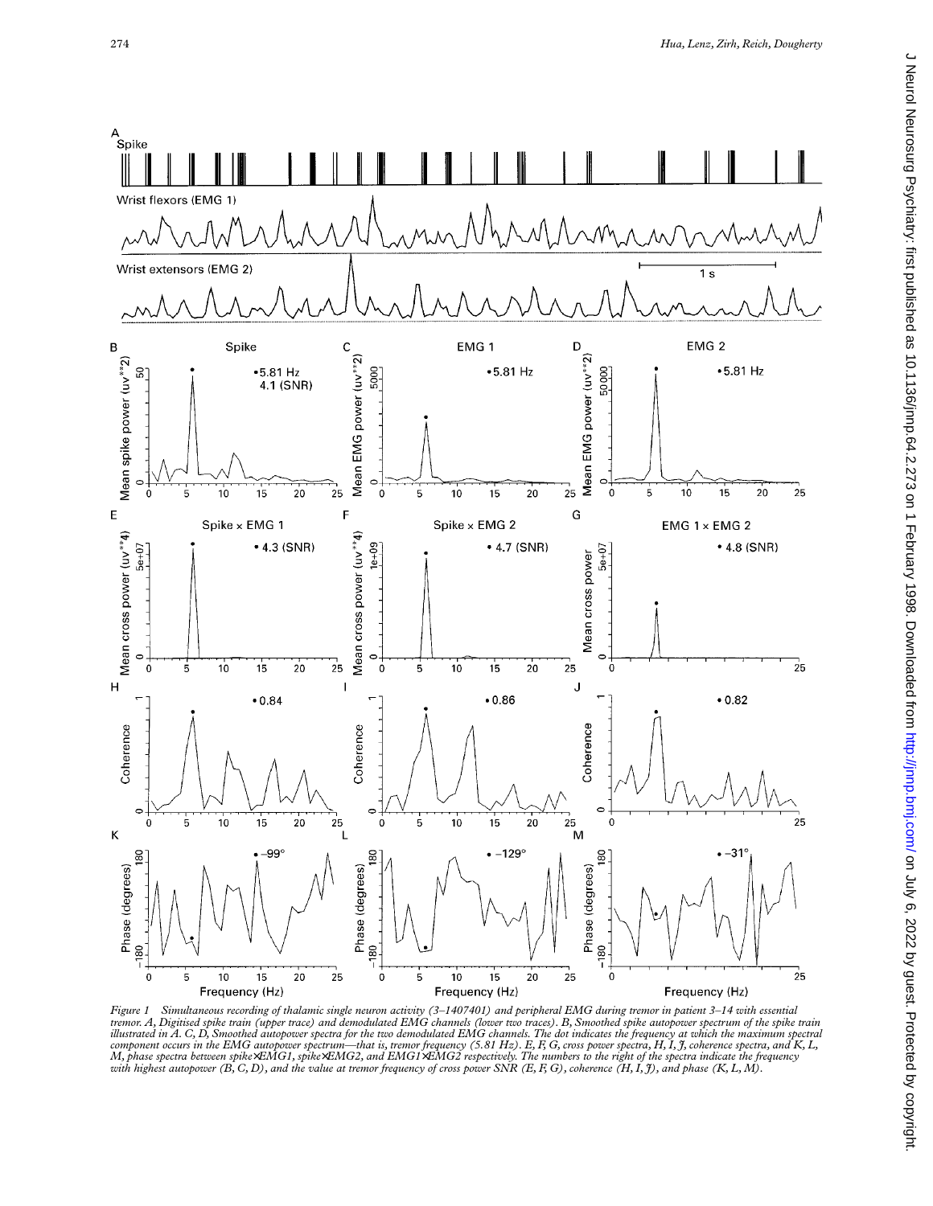Figure 1 Simultaneous recording of thalamic single neuron activity (3–1407401) and peripheral EMG during tremor in patient 3–14 with essential tremor. A, Digitised spike train (upper trace) and demodulated EMG channels (lower two traces). B, Smoothed spike autopower spectrum of the spike train illustrated in A. C, D, Smoothed autopower spectra for the two demodulated EMG channels. The dot indicates the frequency at which the maximum spectral component occurs in the EMG autopower spectrum—that is, tremor frequency (5.81 Hz). E, F, G, cross power spectra, H, I, J, coherence spectra, and K, L, M, phase spectra between spike×EMG1, spike×EMG2, and EMG1×EMG2 respectively. The numbers to the right of the spectra indicate the frequency with highest autopower (B, C, D), and the value at tremor frequency of cross power SNR (E, F, G), coherence (H, I, J), and phase (K, L, M).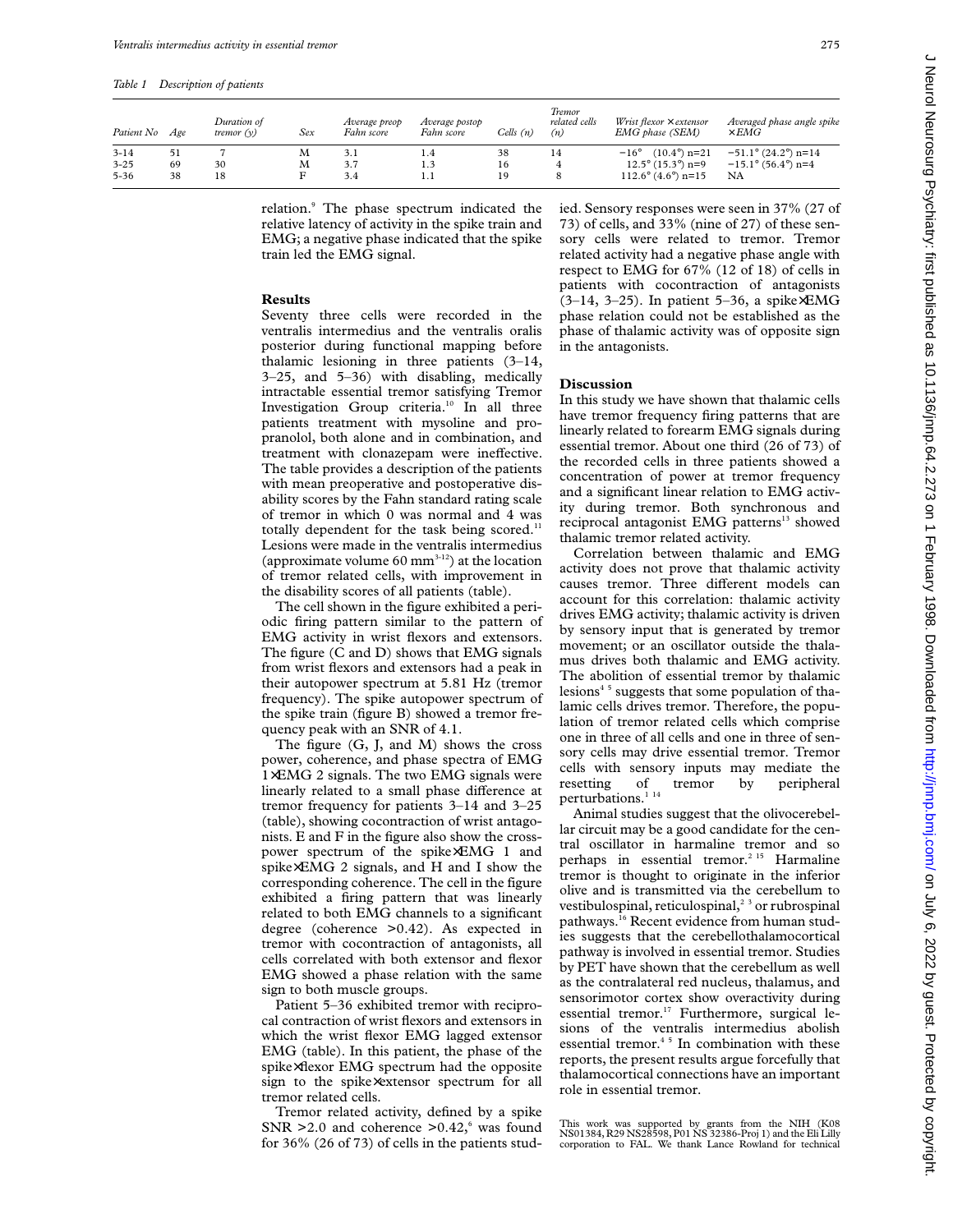*Table 1 Description of patients*

| Patient No | Age | Duration of tremor (y) | Sex | Average preop Fahn score | Average postop Fahn score | Cells (n) | Tremor related cells (n) | Wrist flexor × extensor EMG phase (SEM) | Averaged phase angle spike ×EMG |
|---|---|---|---|---|---|---|---|---|---|
| 3-14 | 51 | 7 | M | 3.1 | 1.4 | 38 | 14 | −16° (10.4°) n=21 | −51.1° (24.2°) n=14 |
| 3-25 | 69 | 30 | M | 3.7 | 1.3 | 16 | 4 | 12.5° (15.3°) n=9 | −15.1° (56.4°) n=4 |
| 5-36 | 38 | 18 | F | 3.4 | 1.1 | 19 | 8 | 112.6° (4.6°) n=15 | NA |

relation.[9] The phase spectrum indicated the relative latency of activity in the spike train and EMG; a negative phase indicated that the spike train led the EMG signal.

## Results

Seventy three cells were recorded in the ventralis intermedius and the ventralis oralis posterior during functional mapping before thalamic lesioning in three patients (3–14, 3–25, and 5–36) with disabling, medically intractable essential tremor satisfying Tremor Investigation Group criteria.[10] In all three patients treatment with mysoline and propranolol, both alone and in combination, and treatment with clonazepam were ineffective. The table provides a description of the patients with mean preoperative and postoperative disability scores by the Fahn standard rating scale of tremor in which 0 was normal and 4 was totally dependent for the task being scored.[11] Lesions were made in the ventralis intermedius (approximate volume 60 $mm^3$[12]) at the location of tremor related cells, with improvement in the disability scores of all patients (table).

The cell shown in the figure exhibited a periodic firing pattern similar to the pattern of EMG activity in wrist flexors and extensors. The figure (C and D) shows that EMG signals from wrist flexors and extensors had a peak in their autopower spectrum at 5.81 Hz (tremor frequency). The spike autopower spectrum of the spike train (figure B) showed a tremor frequency peak with an SNR of 4.1.

The figure (G, J, and M) shows the cross power, coherence, and phase spectra of EMG 1×EMG 2 signals. The two EMG signals were linearly related to a small phase difference at tremor frequency for patients 3–14 and 3–25 (table), showing cocontraction of wrist antagonists. E and F in the figure also show the crosspower spectrum of the spike×EMG 1 and spike×EMG 2 signals, and H and I show the corresponding coherence. The cell in the figure exhibited a firing pattern that was linearly related to both EMG channels to a significant degree (coherence >0.42). As expected in tremor with cocontraction of antagonists, all cells correlated with both extensor and flexor EMG showed a phase relation with the same sign to both muscle groups.

Patient 5–36 exhibited tremor with reciprocal contraction of wrist flexors and extensors in which the wrist flexor EMG lagged extensor EMG (table). In this patient, the phase of the spike×flexor EMG spectrum had the opposite sign to the spike×extensor spectrum for all tremor related cells.

Tremor related activity, defined by a spike SNR >2.0 and coherence >0.42,[6] was found for 36% (26 of 73) of cells in the patients studied. Sensory responses were seen in 37% (27 of 73) of cells, and 33% (nine of 27) of these sensory cells were related to tremor. Tremor related activity had a negative phase angle with respect to EMG for 67% (12 of 18) of cells in patients with cocontraction of antagonists (3–14, 3–25). In patient 5–36, a spike×EMG phase relation could not be established as the phase of thalamic activity was of opposite sign in the antagonists.

## Discussion

In this study we have shown that thalamic cells have tremor frequency firing patterns that are linearly related to forearm EMG signals during essential tremor. About one third (26 of 73) of the recorded cells in three patients showed a concentration of power at tremor frequency and a significant linear relation to EMG activity during tremor. Both synchronous and reciprocal antagonist EMG patterns[13] showed thalamic tremor related activity.

Correlation between thalamic and EMG activity does not prove that thalamic activity causes tremor. Three different models can account for this correlation: thalamic activity drives EMG activity; thalamic activity is driven by sensory input that is generated by tremor movement; or an oscillator outside the thalamus drives both thalamic and EMG activity. The abolition of essential tremor by thalamic lesions[4,5] suggests that some population of thalamic cells drives tremor. Therefore, the population of tremor related cells which comprise one in three of all cells and one in three of sensory cells may drive essential tremor. Tremor cells with sensory inputs may mediate the resetting of tremor by peripheral perturbations.[1,14]

Animal studies suggest that the olivocerebellar circuit may be a good candidate for the central oscillator in harmaline tremor and so perhaps in essential tremor.[2,15] Harmaline tremor is thought to originate in the inferior olive and is transmitted via the cerebellum to vestibulospinal, reticulospinal,[2,3] or rubrospinal pathways.[16] Recent evidence from human studies suggests that the cerebellothalamocortical pathway is involved in essential tremor. Studies by PET have shown that the cerebellum as well as the contralateral red nucleus, thalamus, and sensorimotor cortex show overactivity during essential tremor.[17] Furthermore, surgical lesions of the ventralis intermedius abolish essential tremor.[4,5] In combination with these reports, the present results argue forcefully that thalamocortical connections have an important role in essential tremor.

This work was supported by grants from the NIH (K08 NS01384, R29 NS28598, P01 NS 32386-Proj 1) and the Eli Lilly corporation to FAL. We thank Lance Rowland for technical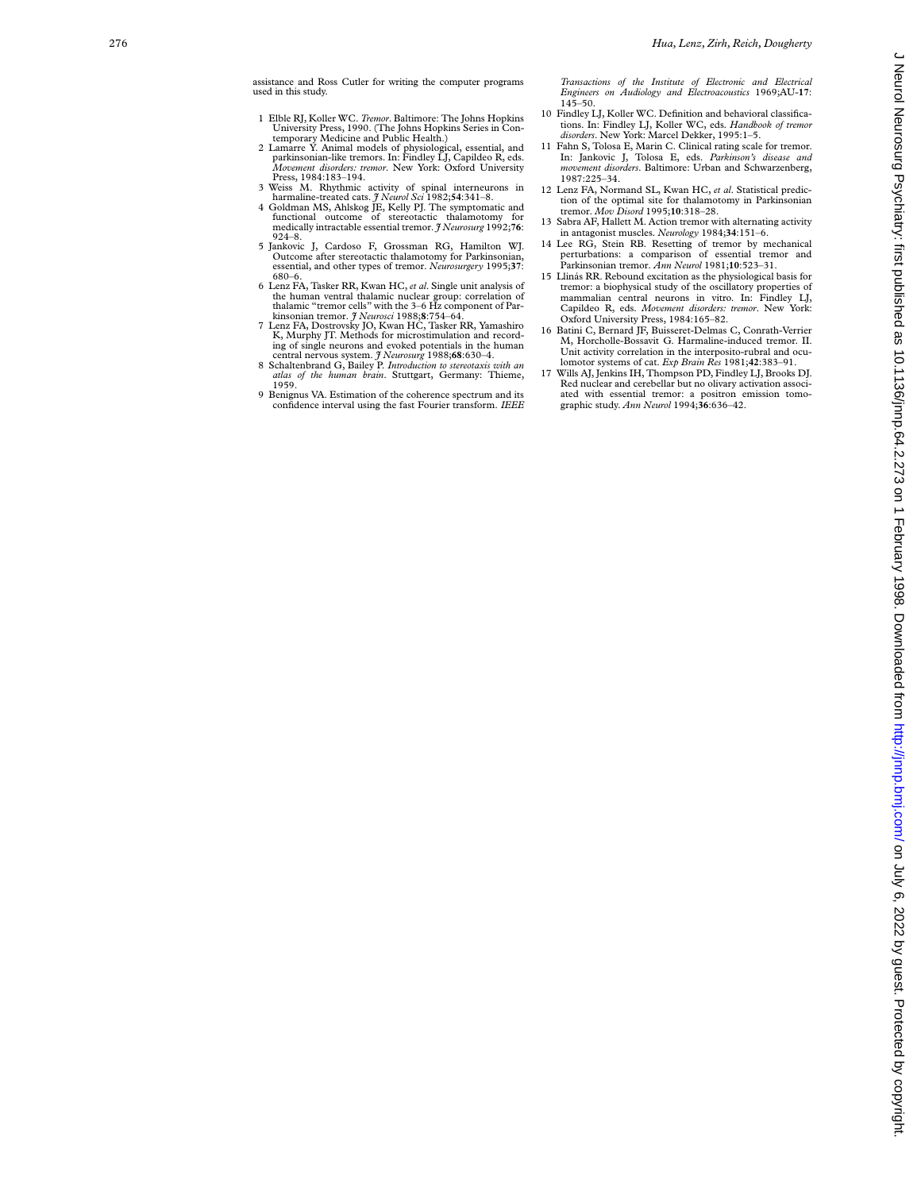assistance and Ross Cutler for writing the computer programs used in this study.

1. Elble RJ, Koller WC. *Tremor*. Baltimore: The Johns Hopkins University Press, 1990. (The Johns Hopkins Series in Contemporary Medicine and Public Health.)
2. Lamarre Y. Animal models of physiological, essential, and parkinsonian-like tremors. In: Findley LJ, Capildeo R, eds. *Movement disorders: tremor*. New York: Oxford University Press, 1984:183–194.
3. Weiss M. Rhythmic activity of spinal interneurons in harmaline-treated cats. *J Neurol Sci* 1982;**54**:341–8.
4. Goldman MS, Ahlskog JE, Kelly PJ. The symptomatic and functional outcome of stereotactic thalamotomy for medically intractable essential tremor. *J Neurosurg* 1992;**76**:924–8.
5. Jankovic J, Cardoso F, Grossman RG, Hamilton WJ. Outcome after stereotactic thalamotomy for Parkinsonian, essential, and other types of tremor. *Neurosurgery* 1995;**37**:680–6.
6. Lenz FA, Tasker RR, Kwan HC, *et al*. Single unit analysis of the human ventral thalamic nuclear group: correlation of thalamic "tremor cells" with the 3–6 Hz component of Parkinsonian tremor. *J Neurosci* 1988;**8**:754–64.
7. Lenz FA, Dostrovsky JO, Kwan HC, Tasker RR, Yamashiro K, Murphy JT. Methods for microstimulation and recording of single neurons and evoked potentials in the human central nervous system. *J Neurosurg* 1988;**68**:630–4.
8. Schaltenbrand G, Bailey P. *Introduction to stereotaxis with an atlas of the human brain*. Stuttgart, Germany: Thieme, 1959.
9. Benignus VA. Estimation of the coherence spectrum and its confidence interval using the fast Fourier transform. *IEEE Transactions of the Institute of Electronic and Electrical Engineers on Audiology and Electroacoustics* 1969;AU-**17**:145–50.
10. Findley LJ, Koller WC. Definition and behavioral classifications. In: Findley LJ, Koller WC, eds. *Handbook of tremor disorders*. New York: Marcel Dekker, 1995:1–5.
11. Fahn S, Tolosa E, Marin C. Clinical rating scale for tremor. In: Jankovic J, Tolosa E, eds. *Parkinson's disease and movement disorders*. Baltimore: Urban and Schwarzenberg, 1987:225–34.
12. Lenz FA, Normand SL, Kwan HC, *et al*. Statistical prediction of the optimal site for thalamotomy in Parkinsonian tremor. *Mov Disord* 1995;**10**:318–28.
13. Sabra AF, Hallett M. Action tremor with alternating activity in antagonist muscles. *Neurology* 1984;**34**:151–6.
14. Lee RG, Stein RB. Resetting of tremor by mechanical perturbations: a comparison of essential tremor and Parkinsonian tremor. *Ann Neurol* 1981;**10**:523–31.
15. Llinás RR. Rebound excitation as the physiological basis for tremor: a biophysical study of the oscillatory properties of mammalian central neurons in vitro. In: Findley LJ, Capildeo R, eds. *Movement disorders: tremor*. New York: Oxford University Press, 1984:165–82.
16. Batini C, Bernard JF, Buisseret-Delmas C, Conrath-Verrier M, Horcholle-Bossavit G. Harmaline-induced tremor. II. Unit activity correlation in the interposito-rubral and oculomotor systems of cat. *Exp Brain Res* 1981;**42**:383–91.
17. Wills AJ, Jenkins IH, Thompson PD, Findley LJ, Brooks DJ. Red nuclear and cerebellar but no olivary activation associated with essential tremor: a positron emission tomographic study. *Ann Neurol* 1994;**36**:636–42.